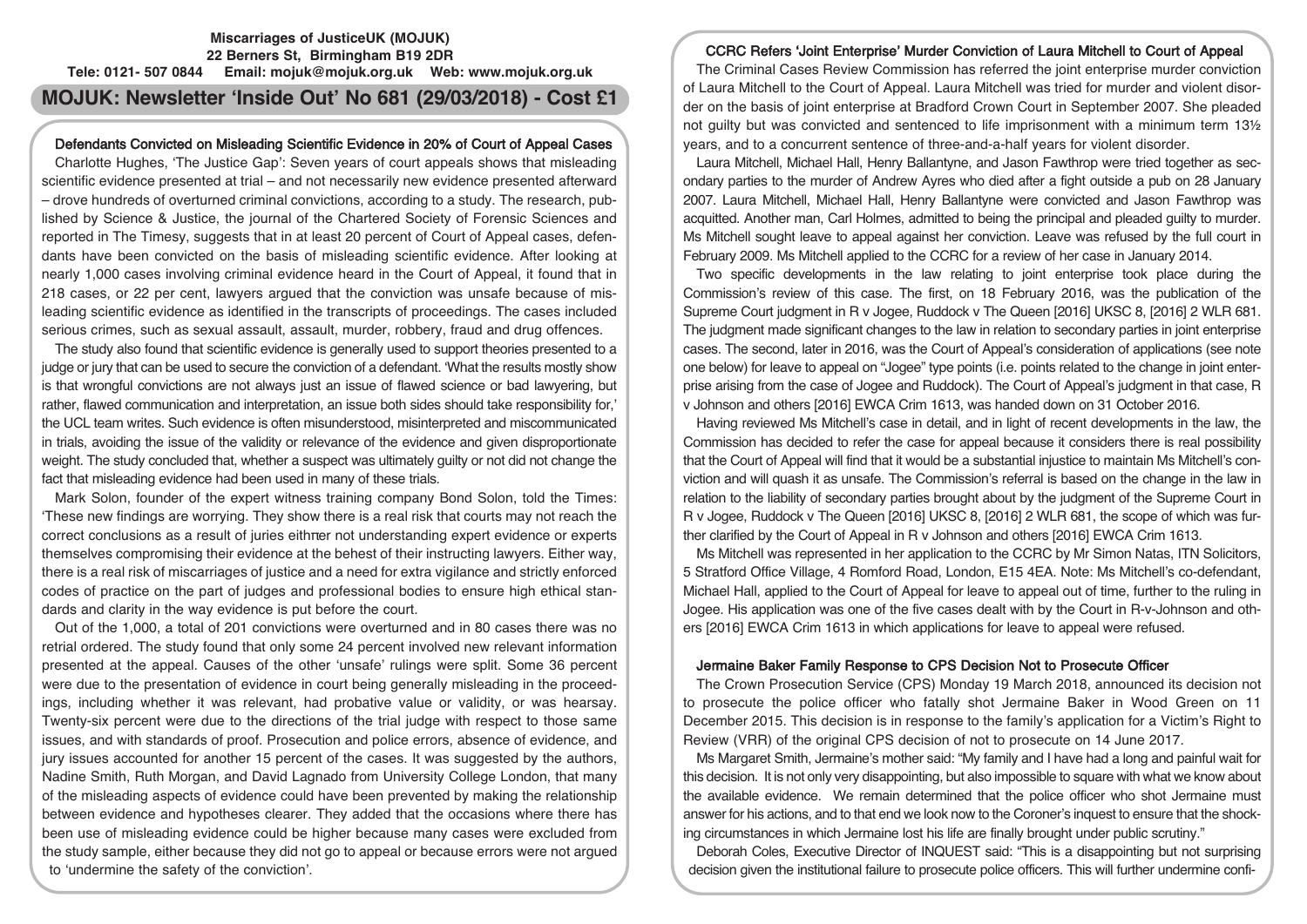**Miscarriages of JusticeUK (MOJUK)**
**22 Berners St, Birmingham B19 2DR**
**Tele: 0121- 507 0844 Email: mojuk@mojuk.org.uk Web: www.mojuk.org.uk**

# MOJUK: Newsletter 'Inside Out' No 681 (29/03/2018) - Cost £1

## Defendants Convicted on Misleading Scientific Evidence in 20% of Court of Appeal Cases

Charlotte Hughes, 'The Justice Gap': Seven years of court appeals shows that misleading scientific evidence presented at trial – and not necessarily new evidence presented afterward – drove hundreds of overturned criminal convictions, according to a study. The research, published by Science & Justice, the journal of the Chartered Society of Forensic Sciences and reported in The Timesy, suggests that in at least 20 percent of Court of Appeal cases, defendants have been convicted on the basis of misleading scientific evidence. After looking at nearly 1,000 cases involving criminal evidence heard in the Court of Appeal, it found that in 218 cases, or 22 per cent, lawyers argued that the conviction was unsafe because of misleading scientific evidence as identified in the transcripts of proceedings. The cases included serious crimes, such as sexual assault, assault, murder, robbery, fraud and drug offences.

The study also found that scientific evidence is generally used to support theories presented to a judge or jury that can be used to secure the conviction of a defendant. 'What the results mostly show is that wrongful convictions are not always just an issue of flawed science or bad lawyering, but rather, flawed communication and interpretation, an issue both sides should take responsibility for,' the UCL team writes. Such evidence is often misunderstood, misinterpreted and miscommunicated in trials, avoiding the issue of the validity or relevance of the evidence and given disproportionate weight. The study concluded that, whether a suspect was ultimately guilty or not did not change the fact that misleading evidence had been used in many of these trials.

Mark Solon, founder of the expert witness training company Bond Solon, told the Times: 'These new findings are worrying. They show there is a real risk that courts may not reach the correct conclusions as a result of juries eithrer not understanding expert evidence or experts themselves compromising their evidence at the behest of their instructing lawyers. Either way, there is a real risk of miscarriages of justice and a need for extra vigilance and strictly enforced codes of practice on the part of judges and professional bodies to ensure high ethical standards and clarity in the way evidence is put before the court.

Out of the 1,000, a total of 201 convictions were overturned and in 80 cases there was no retrial ordered. The study found that only some 24 percent involved new relevant information presented at the appeal. Causes of the other 'unsafe' rulings were split. Some 36 percent were due to the presentation of evidence in court being generally misleading in the proceedings, including whether it was relevant, had probative value or validity, or was hearsay. Twenty-six percent were due to the directions of the trial judge with respect to those same issues, and with standards of proof. Prosecution and police errors, absence of evidence, and jury issues accounted for another 15 percent of the cases. It was suggested by the authors, Nadine Smith, Ruth Morgan, and David Lagnado from University College London, that many of the misleading aspects of evidence could have been prevented by making the relationship between evidence and hypotheses clearer. They added that the occasions where there has been use of misleading evidence could be higher because many cases were excluded from the study sample, either because they did not go to appeal or because errors were not argued to 'undermine the safety of the conviction'.

## CCRC Refers 'Joint Enterprise' Murder Conviction of Laura Mitchell to Court of Appeal

The Criminal Cases Review Commission has referred the joint enterprise murder conviction of Laura Mitchell to the Court of Appeal. Laura Mitchell was tried for murder and violent disorder on the basis of joint enterprise at Bradford Crown Court in September 2007. She pleaded not guilty but was convicted and sentenced to life imprisonment with a minimum term 13½ years, and to a concurrent sentence of three-and-a-half years for violent disorder.

Laura Mitchell, Michael Hall, Henry Ballantyne, and Jason Fawthrop were tried together as secondary parties to the murder of Andrew Ayres who died after a fight outside a pub on 28 January 2007. Laura Mitchell, Michael Hall, Henry Ballantyne were convicted and Jason Fawthrop was acquitted. Another man, Carl Holmes, admitted to being the principal and pleaded guilty to murder. Ms Mitchell sought leave to appeal against her conviction. Leave was refused by the full court in February 2009. Ms Mitchell applied to the CCRC for a review of her case in January 2014.

Two specific developments in the law relating to joint enterprise took place during the Commission's review of this case. The first, on 18 February 2016, was the publication of the Supreme Court judgment in R v Jogee, Ruddock v The Queen [2016] UKSC 8, [2016] 2 WLR 681. The judgment made significant changes to the law in relation to secondary parties in joint enterprise cases. The second, later in 2016, was the Court of Appeal's consideration of applications (see note one below) for leave to appeal on "Jogee" type points (i.e. points related to the change in joint enterprise arising from the case of Jogee and Ruddock). The Court of Appeal's judgment in that case, R v Johnson and others [2016] EWCA Crim 1613, was handed down on 31 October 2016.

Having reviewed Ms Mitchell's case in detail, and in light of recent developments in the law, the Commission has decided to refer the case for appeal because it considers there is real possibility that the Court of Appeal will find that it would be a substantial injustice to maintain Ms Mitchell's conviction and will quash it as unsafe. The Commission's referral is based on the change in the law in relation to the liability of secondary parties brought about by the judgment of the Supreme Court in R v Jogee, Ruddock v The Queen [2016] UKSC 8, [2016] 2 WLR 681, the scope of which was further clarified by the Court of Appeal in R v Johnson and others [2016] EWCA Crim 1613.

Ms Mitchell was represented in her application to the CCRC by Mr Simon Natas, ITN Solicitors, 5 Stratford Office Village, 4 Romford Road, London, E15 4EA. Note: Ms Mitchell's co-defendant, Michael Hall, applied to the Court of Appeal for leave to appeal out of time, further to the ruling in Jogee. His application was one of the five cases dealt with by the Court in R-v-Johnson and others [2016] EWCA Crim 1613 in which applications for leave to appeal were refused.

## Jermaine Baker Family Response to CPS Decision Not to Prosecute Officer

The Crown Prosecution Service (CPS) Monday 19 March 2018, announced its decision not to prosecute the police officer who fatally shot Jermaine Baker in Wood Green on 11 December 2015. This decision is in response to the family's application for a Victim's Right to Review (VRR) of the original CPS decision of not to prosecute on 14 June 2017.

Ms Margaret Smith, Jermaine's mother said: "My family and I have had a long and painful wait for this decision. It is not only very disappointing, but also impossible to square with what we know about the available evidence. We remain determined that the police officer who shot Jermaine must answer for his actions, and to that end we look now to the Coroner's inquest to ensure that the shocking circumstances in which Jermaine lost his life are finally brought under public scrutiny."

Deborah Coles, Executive Director of INQUEST said: "This is a disappointing but not surprising decision given the institutional failure to prosecute police officers. This will further undermine confi-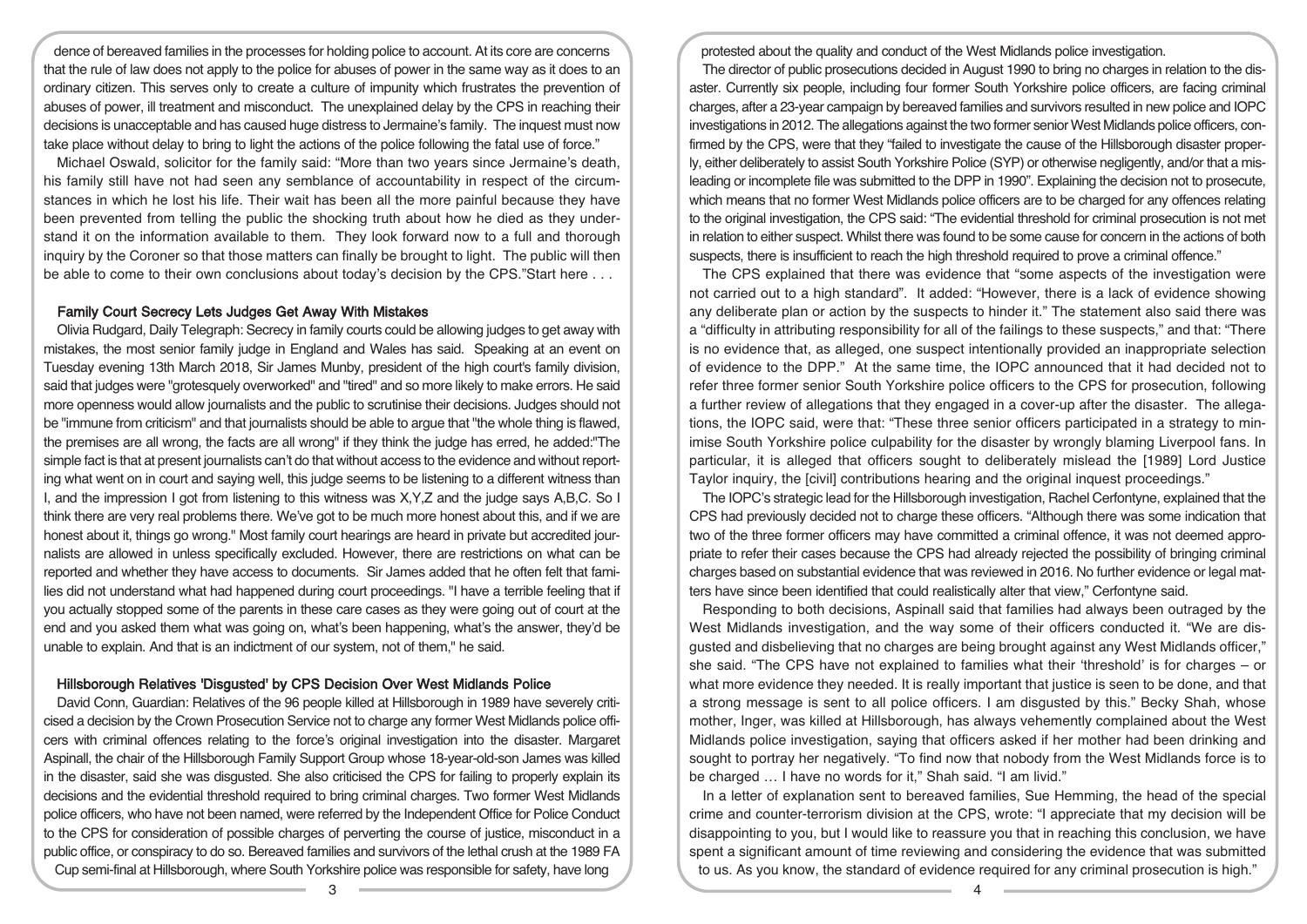dence of bereaved families in the processes for holding police to account. At its core are concerns that the rule of law does not apply to the police for abuses of power in the same way as it does to an ordinary citizen. This serves only to create a culture of impunity which frustrates the prevention of abuses of power, ill treatment and misconduct. The unexplained delay by the CPS in reaching their decisions is unacceptable and has caused huge distress to Jermaine's family. The inquest must now take place without delay to bring to light the actions of the police following the fatal use of force."

Michael Oswald, solicitor for the family said: "More than two years since Jermaine's death, his family still have not had seen any semblance of accountability in respect of the circumstances in which he lost his life. Their wait has been all the more painful because they have been prevented from telling the public the shocking truth about how he died as they understand it on the information available to them. They look forward now to a full and thorough inquiry by the Coroner so that those matters can finally be brought to light. The public will then be able to come to their own conclusions about today's decision by the CPS."Start here . . .

### Family Court Secrecy Lets Judges Get Away With Mistakes

Olivia Rudgard, Daily Telegraph: Secrecy in family courts could be allowing judges to get away with mistakes, the most senior family judge in England and Wales has said. Speaking at an event on Tuesday evening 13th March 2018, Sir James Munby, president of the high court's family division, said that judges were "grotesquely overworked" and "tired" and so more likely to make errors. He said more openness would allow journalists and the public to scrutinise their decisions. Judges should not be "immune from criticism" and that journalists should be able to argue that "the whole thing is flawed, the premises are all wrong, the facts are all wrong" if they think the judge has erred, he added:"The simple fact is that at present journalists can't do that without access to the evidence and without reporting what went on in court and saying well, this judge seems to be listening to a different witness than I, and the impression I got from listening to this witness was X,Y,Z and the judge says A,B,C. So I think there are very real problems there. We've got to be much more honest about this, and if we are honest about it, things go wrong." Most family court hearings are heard in private but accredited journalists are allowed in unless specifically excluded. However, there are restrictions on what can be reported and whether they have access to documents. Sir James added that he often felt that families did not understand what had happened during court proceedings. "I have a terrible feeling that if you actually stopped some of the parents in these care cases as they were going out of court at the end and you asked them what was going on, what's been happening, what's the answer, they'd be unable to explain. And that is an indictment of our system, not of them," he said.

### Hillsborough Relatives 'Disgusted' by CPS Decision Over West Midlands Police

David Conn, Guardian: Relatives of the 96 people killed at Hillsborough in 1989 have severely criticised a decision by the Crown Prosecution Service not to charge any former West Midlands police officers with criminal offences relating to the force's original investigation into the disaster. Margaret Aspinall, the chair of the Hillsborough Family Support Group whose 18-year-old-son James was killed in the disaster, said she was disgusted. She also criticised the CPS for failing to properly explain its decisions and the evidential threshold required to bring criminal charges. Two former West Midlands police officers, who have not been named, were referred by the Independent Office for Police Conduct to the CPS for consideration of possible charges of perverting the course of justice, misconduct in a public office, or conspiracy to do so. Bereaved families and survivors of the lethal crush at the 1989 FA Cup semi-final at Hillsborough, where South Yorkshire police was responsible for safety, have long protested about the quality and conduct of the West Midlands police investigation.

The director of public prosecutions decided in August 1990 to bring no charges in relation to the disaster. Currently six people, including four former South Yorkshire police officers, are facing criminal charges, after a 23-year campaign by bereaved families and survivors resulted in new police and IOPC investigations in 2012. The allegations against the two former senior West Midlands police officers, confirmed by the CPS, were that they "failed to investigate the cause of the Hillsborough disaster properly, either deliberately to assist South Yorkshire Police (SYP) or otherwise negligently, and/or that a misleading or incomplete file was submitted to the DPP in 1990". Explaining the decision not to prosecute, which means that no former West Midlands police officers are to be charged for any offences relating to the original investigation, the CPS said: "The evidential threshold for criminal prosecution is not met in relation to either suspect. Whilst there was found to be some cause for concern in the actions of both suspects, there is insufficient to reach the high threshold required to prove a criminal offence."

The CPS explained that there was evidence that "some aspects of the investigation were not carried out to a high standard". It added: "However, there is a lack of evidence showing any deliberate plan or action by the suspects to hinder it." The statement also said there was a "difficulty in attributing responsibility for all of the failings to these suspects," and that: "There is no evidence that, as alleged, one suspect intentionally provided an inappropriate selection of evidence to the DPP." At the same time, the IOPC announced that it had decided not to refer three former senior South Yorkshire police officers to the CPS for prosecution, following a further review of allegations that they engaged in a cover-up after the disaster. The allegations, the IOPC said, were that: "These three senior officers participated in a strategy to minimise South Yorkshire police culpability for the disaster by wrongly blaming Liverpool fans. In particular, it is alleged that officers sought to deliberately mislead the [1989] Lord Justice Taylor inquiry, the [civil] contributions hearing and the original inquest proceedings."

The IOPC's strategic lead for the Hillsborough investigation, Rachel Cerfontyne, explained that the CPS had previously decided not to charge these officers. "Although there was some indication that two of the three former officers may have committed a criminal offence, it was not deemed appropriate to refer their cases because the CPS had already rejected the possibility of bringing criminal charges based on substantial evidence that was reviewed in 2016. No further evidence or legal matters have since been identified that could realistically alter that view," Cerfontyne said.

Responding to both decisions, Aspinall said that families had always been outraged by the West Midlands investigation, and the way some of their officers conducted it. "We are disgusted and disbelieving that no charges are being brought against any West Midlands officer," she said. "The CPS have not explained to families what their 'threshold' is for charges – or what more evidence they needed. It is really important that justice is seen to be done, and that a strong message is sent to all police officers. I am disgusted by this." Becky Shah, whose mother, Inger, was killed at Hillsborough, has always vehemently complained about the West Midlands police investigation, saying that officers asked if her mother had been drinking and sought to portray her negatively. "To find now that nobody from the West Midlands force is to be charged … I have no words for it," Shah said. "I am livid."

In a letter of explanation sent to bereaved families, Sue Hemming, the head of the special crime and counter-terrorism division at the CPS, wrote: "I appreciate that my decision will be disappointing to you, but I would like to reassure you that in reaching this conclusion, we have spent a significant amount of time reviewing and considering the evidence that was submitted to us. As you know, the standard of evidence required for any criminal prosecution is high."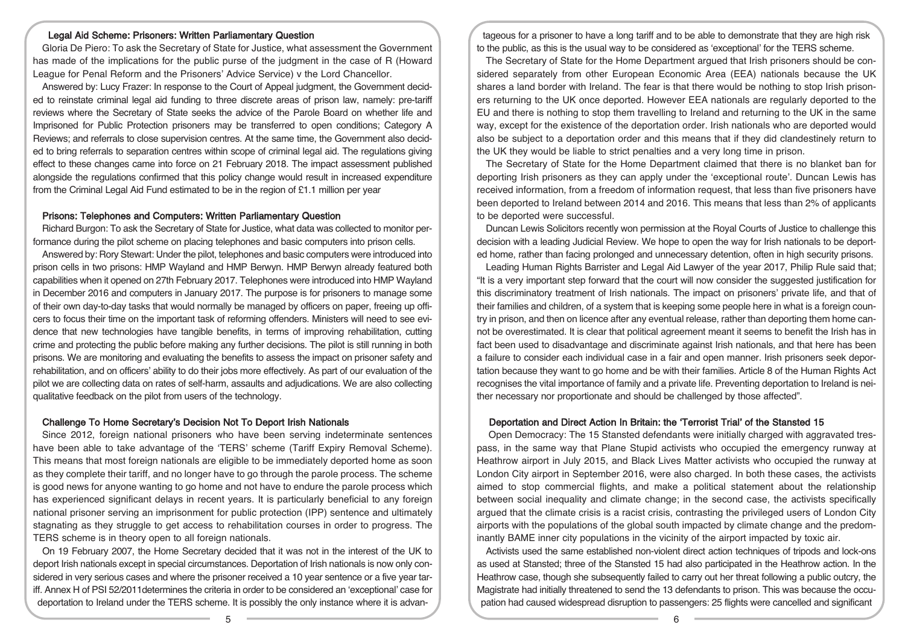### Legal Aid Scheme: Prisoners: Written Parliamentary Question

Gloria De Piero: To ask the Secretary of State for Justice, what assessment the Government has made of the implications for the public purse of the judgment in the case of R (Howard League for Penal Reform and the Prisoners' Advice Service) v the Lord Chancellor.

Answered by: Lucy Frazer: In response to the Court of Appeal judgment, the Government decided to reinstate criminal legal aid funding to three discrete areas of prison law, namely: pre-tariff reviews where the Secretary of State seeks the advice of the Parole Board on whether life and Imprisoned for Public Protection prisoners may be transferred to open conditions; Category A Reviews; and referrals to close supervision centres. At the same time, the Government also decided to bring referrals to separation centres within scope of criminal legal aid. The regulations giving effect to these changes came into force on 21 February 2018. The impact assessment published alongside the regulations confirmed that this policy change would result in increased expenditure from the Criminal Legal Aid Fund estimated to be in the region of £1.1 million per year

### Prisons: Telephones and Computers: Written Parliamentary Question

Richard Burgon: To ask the Secretary of State for Justice, what data was collected to monitor performance during the pilot scheme on placing telephones and basic computers into prison cells.

Answered by: Rory Stewart: Under the pilot, telephones and basic computers were introduced into prison cells in two prisons: HMP Wayland and HMP Berwyn. HMP Berwyn already featured both capabilities when it opened on 27th February 2017. Telephones were introduced into HMP Wayland in December 2016 and computers in January 2017. The purpose is for prisoners to manage some of their own day-to-day tasks that would normally be managed by officers on paper, freeing up officers to focus their time on the important task of reforming offenders. Ministers will need to see evidence that new technologies have tangible benefits, in terms of improving rehabilitation, cutting crime and protecting the public before making any further decisions. The pilot is still running in both prisons. We are monitoring and evaluating the benefits to assess the impact on prisoner safety and rehabilitation, and on officers' ability to do their jobs more effectively. As part of our evaluation of the pilot we are collecting data on rates of self-harm, assaults and adjudications. We are also collecting qualitative feedback on the pilot from users of the technology.

### Challenge To Home Secretary's Decision Not To Deport Irish Nationals

Since 2012, foreign national prisoners who have been serving indeterminate sentences have been able to take advantage of the 'TERS' scheme (Tariff Expiry Removal Scheme). This means that most foreign nationals are eligible to be immediately deported home as soon as they complete their tariff, and no longer have to go through the parole process. The scheme is good news for anyone wanting to go home and not have to endure the parole process which has experienced significant delays in recent years. It is particularly beneficial to any foreign national prisoner serving an imprisonment for public protection (IPP) sentence and ultimately stagnating as they struggle to get access to rehabilitation courses in order to progress. The TERS scheme is in theory open to all foreign nationals.

On 19 February 2007, the Home Secretary decided that it was not in the interest of the UK to deport Irish nationals except in special circumstances. Deportation of Irish nationals is now only considered in very serious cases and where the prisoner received a 10 year sentence or a five year tariff. Annex H of PSI 52/2011determines the criteria in order to be considered an 'exceptional' case for deportation to Ireland under the TERS scheme. It is possibly the only instance where it is advantageous for a prisoner to have a long tariff and to be able to demonstrate that they are high risk to the public, as this is the usual way to be considered as 'exceptional' for the TERS scheme.

The Secretary of State for the Home Department argued that Irish prisoners should be considered separately from other European Economic Area (EEA) nationals because the UK shares a land border with Ireland. The fear is that there would be nothing to stop Irish prisoners returning to the UK once deported. However EEA nationals are regularly deported to the EU and there is nothing to stop them travelling to Ireland and returning to the UK in the same way, except for the existence of the deportation order. Irish nationals who are deported would also be subject to a deportation order and this means that if they did clandestinely return to the UK they would be liable to strict penalties and a very long time in prison.

The Secretary of State for the Home Department claimed that there is no blanket ban for deporting Irish prisoners as they can apply under the 'exceptional route'. Duncan Lewis has received information, from a freedom of information request, that less than five prisoners have been deported to Ireland between 2014 and 2016. This means that less than 2% of applicants to be deported were successful.

Duncan Lewis Solicitors recently won permission at the Royal Courts of Justice to challenge this decision with a leading Judicial Review. We hope to open the way for Irish nationals to be deported home, rather than facing prolonged and unnecessary detention, often in high security prisons.

Leading Human Rights Barrister and Legal Aid Lawyer of the year 2017, Philip Rule said that; "It is a very important step forward that the court will now consider the suggested justification for this discriminatory treatment of Irish nationals. The impact on prisoners' private life, and that of their families and children, of a system that is keeping some people here in what is a foreign country in prison, and then on licence after any eventual release, rather than deporting them home cannot be overestimated. It is clear that political agreement meant it seems to benefit the Irish has in fact been used to disadvantage and discriminate against Irish nationals, and that here has been a failure to consider each individual case in a fair and open manner. Irish prisoners seek deportation because they want to go home and be with their families. Article 8 of the Human Rights Act recognises the vital importance of family and a private life. Preventing deportation to Ireland is neither necessary nor proportionate and should be challenged by those affected".

### Deportation and Direct Action In Britain: the 'Terrorist Trial' of the Stansted 15

Open Democracy: The 15 Stansted defendants were initially charged with aggravated trespass, in the same way that Plane Stupid activists who occupied the emergency runway at Heathrow airport in July 2015, and Black Lives Matter activists who occupied the runway at London City airport in September 2016, were also charged. In both these cases, the activists aimed to stop commercial flights, and make a political statement about the relationship between social inequality and climate change; in the second case, the activists specifically argued that the climate crisis is a racist crisis, contrasting the privileged users of London City airports with the populations of the global south impacted by climate change and the predominantly BAME inner city populations in the vicinity of the airport impacted by toxic air.

Activists used the same established non-violent direct action techniques of tripods and lock-ons as used at Stansted; three of the Stansted 15 had also participated in the Heathrow action. In the Heathrow case, though she subsequently failed to carry out her threat following a public outcry, the Magistrate had initially threatened to send the 13 defendants to prison. This was because the occupation had caused widespread disruption to passengers: 25 flights were cancelled and significant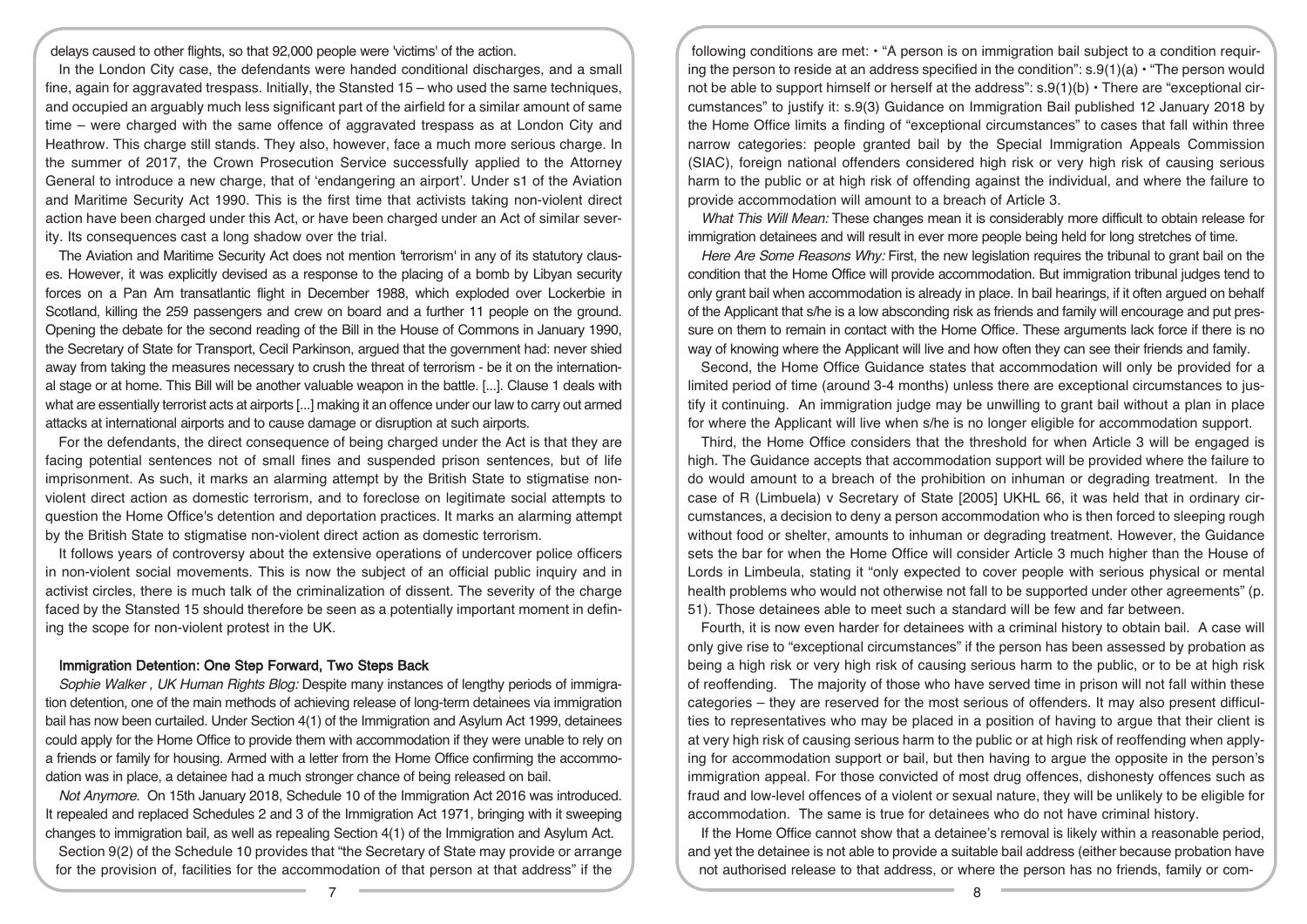delays caused to other flights, so that 92,000 people were 'victims' of the action.

In the London City case, the defendants were handed conditional discharges, and a small fine, again for aggravated trespass. Initially, the Stansted 15 – who used the same techniques, and occupied an arguably much less significant part of the airfield for a similar amount of same time – were charged with the same offence of aggravated trespass as at London City and Heathrow. This charge still stands. They also, however, face a much more serious charge. In the summer of 2017, the Crown Prosecution Service successfully applied to the Attorney General to introduce a new charge, that of 'endangering an airport'. Under s1 of the Aviation and Maritime Security Act 1990. This is the first time that activists taking non-violent direct action have been charged under this Act, or have been charged under an Act of similar severity. Its consequences cast a long shadow over the trial.

The Aviation and Maritime Security Act does not mention 'terrorism' in any of its statutory clauses. However, it was explicitly devised as a response to the placing of a bomb by Libyan security forces on a Pan Am transatlantic flight in December 1988, which exploded over Lockerbie in Scotland, killing the 259 passengers and crew on board and a further 11 people on the ground. Opening the debate for the second reading of the Bill in the House of Commons in January 1990, the Secretary of State for Transport, Cecil Parkinson, argued that the government had: never shied away from taking the measures necessary to crush the threat of terrorism - be it on the international stage or at home. This Bill will be another valuable weapon in the battle. [...]. Clause 1 deals with what are essentially terrorist acts at airports [...] making it an offence under our law to carry out armed attacks at international airports and to cause damage or disruption at such airports.

For the defendants, the direct consequence of being charged under the Act is that they are facing potential sentences not of small fines and suspended prison sentences, but of life imprisonment. As such, it marks an alarming attempt by the British State to stigmatise non-violent direct action as domestic terrorism, and to foreclose on legitimate social attempts to question the Home Office's detention and deportation practices. It marks an alarming attempt by the British State to stigmatise non-violent direct action as domestic terrorism.

It follows years of controversy about the extensive operations of undercover police officers in non-violent social movements. This is now the subject of an official public inquiry and in activist circles, there is much talk of the criminalization of dissent. The severity of the charge faced by the Stansted 15 should therefore be seen as a potentially important moment in defining the scope for non-violent protest in the UK.

## Immigration Detention: One Step Forward, Two Steps Back

*Sophie Walker , UK Human Rights Blog:* Despite many instances of lengthy periods of immigration detention, one of the main methods of achieving release of long-term detainees via immigration bail has now been curtailed. Under Section 4(1) of the Immigration and Asylum Act 1999, detainees could apply for the Home Office to provide them with accommodation if they were unable to rely on a friends or family for housing. Armed with a letter from the Home Office confirming the accommodation was in place, a detainee had a much stronger chance of being released on bail.

*Not Anymore.* On 15th January 2018, Schedule 10 of the Immigration Act 2016 was introduced. It repealed and replaced Schedules 2 and 3 of the Immigration Act 1971, bringing with it sweeping changes to immigration bail, as well as repealing Section 4(1) of the Immigration and Asylum Act.

Section 9(2) of the Schedule 10 provides that "the Secretary of State may provide or arrange for the provision of, facilities for the accommodation of that person at that address" if the following conditions are met: • "A person is on immigration bail subject to a condition requiring the person to reside at an address specified in the condition": s.9(1)(a) • "The person would not be able to support himself or herself at the address": s.9(1)(b) • There are "exceptional circumstances" to justify it: s.9(3) Guidance on Immigration Bail published 12 January 2018 by the Home Office limits a finding of "exceptional circumstances" to cases that fall within three narrow categories: people granted bail by the Special Immigration Appeals Commission (SIAC), foreign national offenders considered high risk or very high risk of causing serious harm to the public or at high risk of offending against the individual, and where the failure to provide accommodation will amount to a breach of Article 3.

*What This Will Mean:* These changes mean it is considerably more difficult to obtain release for immigration detainees and will result in ever more people being held for long stretches of time.

*Here Are Some Reasons Why:* First, the new legislation requires the tribunal to grant bail on the condition that the Home Office will provide accommodation. But immigration tribunal judges tend to only grant bail when accommodation is already in place. In bail hearings, if it often argued on behalf of the Applicant that s/he is a low absconding risk as friends and family will encourage and put pressure on them to remain in contact with the Home Office. These arguments lack force if there is no way of knowing where the Applicant will live and how often they can see their friends and family.

Second, the Home Office Guidance states that accommodation will only be provided for a limited period of time (around 3-4 months) unless there are exceptional circumstances to justify it continuing. An immigration judge may be unwilling to grant bail without a plan in place for where the Applicant will live when s/he is no longer eligible for accommodation support.

Third, the Home Office considers that the threshold for when Article 3 will be engaged is high. The Guidance accepts that accommodation support will be provided where the failure to do would amount to a breach of the prohibition on inhuman or degrading treatment. In the case of R (Limbuela) v Secretary of State [2005] UKHL 66, it was held that in ordinary circumstances, a decision to deny a person accommodation who is then forced to sleeping rough without food or shelter, amounts to inhuman or degrading treatment. However, the Guidance sets the bar for when the Home Office will consider Article 3 much higher than the House of Lords in Limbeula, stating it "only expected to cover people with serious physical or mental health problems who would not otherwise not fall to be supported under other agreements" (p. 51). Those detainees able to meet such a standard will be few and far between.

Fourth, it is now even harder for detainees with a criminal history to obtain bail. A case will only give rise to "exceptional circumstances" if the person has been assessed by probation as being a high risk or very high risk of causing serious harm to the public, or to be at high risk of reoffending. The majority of those who have served time in prison will not fall within these categories – they are reserved for the most serious of offenders. It may also present difficulties to representatives who may be placed in a position of having to argue that their client is at very high risk of causing serious harm to the public or at high risk of reoffending when applying for accommodation support or bail, but then having to argue the opposite in the person's immigration appeal. For those convicted of most drug offences, dishonesty offences such as fraud and low-level offences of a violent or sexual nature, they will be unlikely to be eligible for accommodation. The same is true for detainees who do not have criminal history.

If the Home Office cannot show that a detainee's removal is likely within a reasonable period, and yet the detainee is not able to provide a suitable bail address (either because probation have not authorised release to that address, or where the person has no friends, family or com-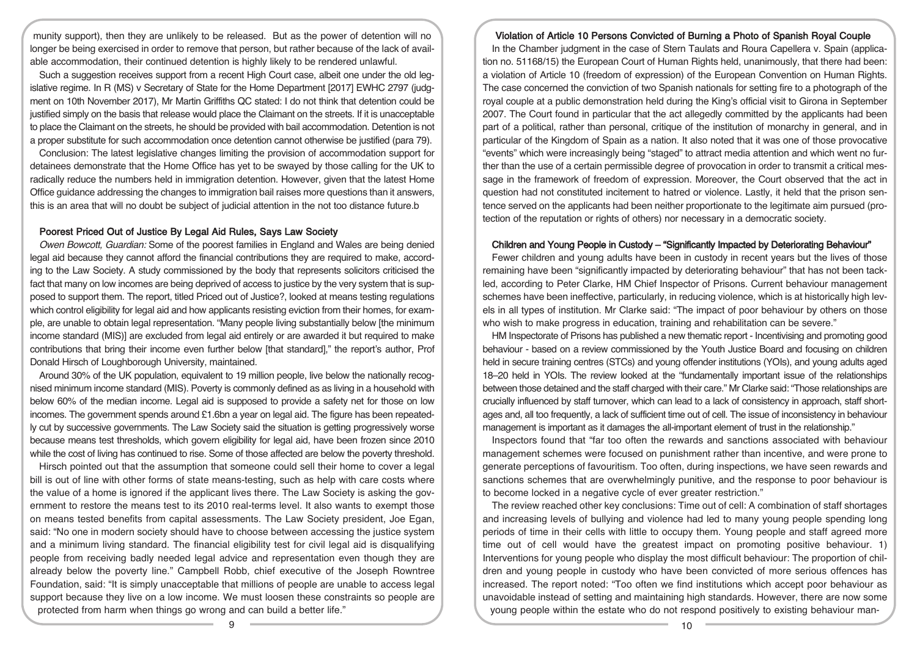munity support), then they are unlikely to be released. But as the power of detention will no longer be being exercised in order to remove that person, but rather because of the lack of available accommodation, their continued detention is highly likely to be rendered unlawful.

Such a suggestion receives support from a recent High Court case, albeit one under the old legislative regime. In R (MS) v Secretary of State for the Home Department [2017] EWHC 2797 (judgment on 10th November 2017), Mr Martin Griffiths QC stated: I do not think that detention could be justified simply on the basis that release would place the Claimant on the streets. If it is unacceptable to place the Claimant on the streets, he should be provided with bail accommodation. Detention is not a proper substitute for such accommodation once detention cannot otherwise be justified (para 79).

Conclusion: The latest legislative changes limiting the provision of accommodation support for detainees demonstrate that the Home Office has yet to be swayed by those calling for the UK to radically reduce the numbers held in immigration detention. However, given that the latest Home Office guidance addressing the changes to immigration bail raises more questions than it answers, this is an area that will no doubt be subject of judicial attention in the not too distance future.b

### Poorest Priced Out of Justice By Legal Aid Rules, Says Law Society

*Owen Bowcott, Guardian:* Some of the poorest families in England and Wales are being denied legal aid because they cannot afford the financial contributions they are required to make, according to the Law Society. A study commissioned by the body that represents solicitors criticised the fact that many on low incomes are being deprived of access to justice by the very system that is supposed to support them. The report, titled Priced out of Justice?, looked at means testing regulations which control eligibility for legal aid and how applicants resisting eviction from their homes, for example, are unable to obtain legal representation. "Many people living substantially below [the minimum income standard (MIS)] are excluded from legal aid entirely or are awarded it but required to make contributions that bring their income even further below [that standard]," the report's author, Prof Donald Hirsch of Loughborough University, maintained.

Around 30% of the UK population, equivalent to 19 million people, live below the nationally recognised minimum income standard (MIS). Poverty is commonly defined as as living in a household with below 60% of the median income. Legal aid is supposed to provide a safety net for those on low incomes. The government spends around £1.6bn a year on legal aid. The figure has been repeatedly cut by successive governments. The Law Society said the situation is getting progressively worse because means test thresholds, which govern eligibility for legal aid, have been frozen since 2010 while the cost of living has continued to rise. Some of those affected are below the poverty threshold.

Hirsch pointed out that the assumption that someone could sell their home to cover a legal bill is out of line with other forms of state means-testing, such as help with care costs where the value of a home is ignored if the applicant lives there. The Law Society is asking the government to restore the means test to its 2010 real-terms level. It also wants to exempt those on means tested benefits from capital assessments. The Law Society president, Joe Egan, said: "No one in modern society should have to choose between accessing the justice system and a minimum living standard. The financial eligibility test for civil legal aid is disqualifying people from receiving badly needed legal advice and representation even though they are already below the poverty line." Campbell Robb, chief executive of the Joseph Rowntree Foundation, said: "It is simply unacceptable that millions of people are unable to access legal support because they live on a low income. We must loosen these constraints so people are protected from harm when things go wrong and can build a better life."

### Violation of Article 10 Persons Convicted of Burning a Photo of Spanish Royal Couple

In the Chamber judgment in the case of Stern Taulats and Roura Capellera v. Spain (application no. 51168/15) the European Court of Human Rights held, unanimously, that there had been: a violation of Article 10 (freedom of expression) of the European Convention on Human Rights. The case concerned the conviction of two Spanish nationals for setting fire to a photograph of the royal couple at a public demonstration held during the King's official visit to Girona in September 2007. The Court found in particular that the act allegedly committed by the applicants had been part of a political, rather than personal, critique of the institution of monarchy in general, and in particular of the Kingdom of Spain as a nation. It also noted that it was one of those provocative "events" which were increasingly being "staged" to attract media attention and which went no further than the use of a certain permissible degree of provocation in order to transmit a critical message in the framework of freedom of expression. Moreover, the Court observed that the act in question had not constituted incitement to hatred or violence. Lastly, it held that the prison sentence served on the applicants had been neither proportionate to the legitimate aim pursued (protection of the reputation or rights of others) nor necessary in a democratic society.

### Children and Young People in Custody – "Significantly Impacted by Deteriorating Behaviour"

Fewer children and young adults have been in custody in recent years but the lives of those remaining have been "significantly impacted by deteriorating behaviour" that has not been tackled, according to Peter Clarke, HM Chief Inspector of Prisons. Current behaviour management schemes have been ineffective, particularly, in reducing violence, which is at historically high levels in all types of institution. Mr Clarke said: "The impact of poor behaviour by others on those who wish to make progress in education, training and rehabilitation can be severe."

HM Inspectorate of Prisons has published a new thematic report - Incentivising and promoting good behaviour - based on a review commissioned by the Youth Justice Board and focusing on children held in secure training centres (STCs) and young offender institutions (YOIs), and young adults aged 18–20 held in YOIs. The review looked at the "fundamentally important issue of the relationships between those detained and the staff charged with their care." Mr Clarke said: "Those relationships are crucially influenced by staff turnover, which can lead to a lack of consistency in approach, staff shortages and, all too frequently, a lack of sufficient time out of cell. The issue of inconsistency in behaviour management is important as it damages the all-important element of trust in the relationship."

Inspectors found that "far too often the rewards and sanctions associated with behaviour management schemes were focused on punishment rather than incentive, and were prone to generate perceptions of favouritism. Too often, during inspections, we have seen rewards and sanctions schemes that are overwhelmingly punitive, and the response to poor behaviour is to become locked in a negative cycle of ever greater restriction."

The review reached other key conclusions: Time out of cell: A combination of staff shortages and increasing levels of bullying and violence had led to many young people spending long periods of time in their cells with little to occupy them. Young people and staff agreed more time out of cell would have the greatest impact on promoting positive behaviour. 1) Interventions for young people who display the most difficult behaviour: The proportion of children and young people in custody who have been convicted of more serious offences has increased. The report noted: "Too often we find institutions which accept poor behaviour as unavoidable instead of setting and maintaining high standards. However, there are now some young people within the estate who do not respond positively to existing behaviour man-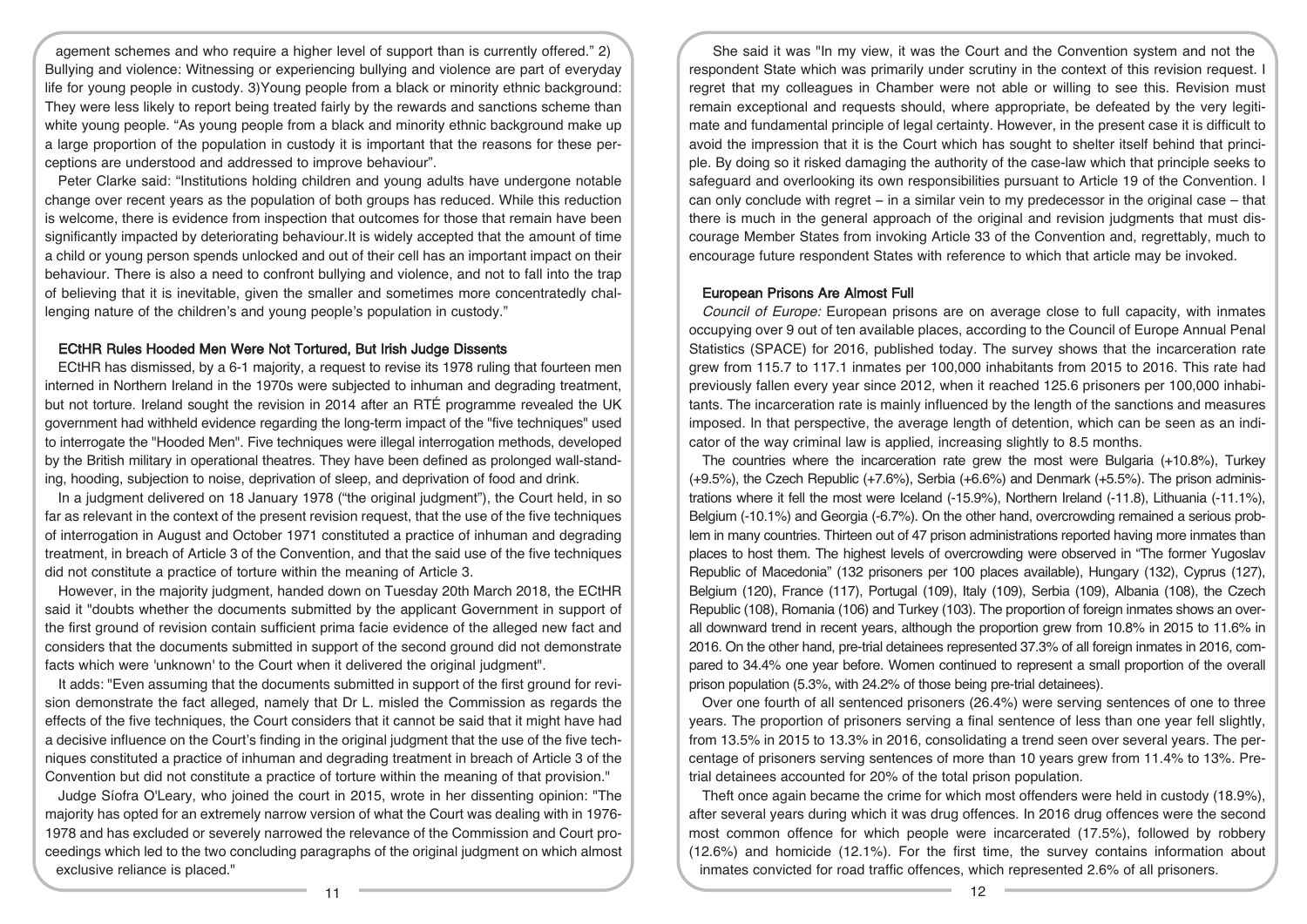agement schemes and who require a higher level of support than is currently offered." 2) Bullying and violence: Witnessing or experiencing bullying and violence are part of everyday life for young people in custody. 3)Young people from a black or minority ethnic background: They were less likely to report being treated fairly by the rewards and sanctions scheme than white young people. "As young people from a black and minority ethnic background make up a large proportion of the population in custody it is important that the reasons for these perceptions are understood and addressed to improve behaviour".

Peter Clarke said: "Institutions holding children and young adults have undergone notable change over recent years as the population of both groups has reduced. While this reduction is welcome, there is evidence from inspection that outcomes for those that remain have been significantly impacted by deteriorating behaviour.It is widely accepted that the amount of time a child or young person spends unlocked and out of their cell has an important impact on their behaviour. There is also a need to confront bullying and violence, and not to fall into the trap of believing that it is inevitable, given the smaller and sometimes more concentratedly challenging nature of the children's and young people's population in custody."

## ECtHR Rules Hooded Men Were Not Tortured, But Irish Judge Dissents

ECtHR has dismissed, by a 6-1 majority, a request to revise its 1978 ruling that fourteen men interned in Northern Ireland in the 1970s were subjected to inhuman and degrading treatment, but not torture. Ireland sought the revision in 2014 after an RTÉ programme revealed the UK government had withheld evidence regarding the long-term impact of the "five techniques" used to interrogate the "Hooded Men". Five techniques were illegal interrogation methods, developed by the British military in operational theatres. They have been defined as prolonged wall-standing, hooding, subjection to noise, deprivation of sleep, and deprivation of food and drink.

In a judgment delivered on 18 January 1978 ("the original judgment"), the Court held, in so far as relevant in the context of the present revision request, that the use of the five techniques of interrogation in August and October 1971 constituted a practice of inhuman and degrading treatment, in breach of Article 3 of the Convention, and that the said use of the five techniques did not constitute a practice of torture within the meaning of Article 3.

However, in the majority judgment, handed down on Tuesday 20th March 2018, the ECtHR said it "doubts whether the documents submitted by the applicant Government in support of the first ground of revision contain sufficient prima facie evidence of the alleged new fact and considers that the documents submitted in support of the second ground did not demonstrate facts which were 'unknown' to the Court when it delivered the original judgment".

It adds: "Even assuming that the documents submitted in support of the first ground for revision demonstrate the fact alleged, namely that Dr L. misled the Commission as regards the effects of the five techniques, the Court considers that it cannot be said that it might have had a decisive influence on the Court's finding in the original judgment that the use of the five techniques constituted a practice of inhuman and degrading treatment in breach of Article 3 of the Convention but did not constitute a practice of torture within the meaning of that provision."

Judge Síofra O'Leary, who joined the court in 2015, wrote in her dissenting opinion: "The majority has opted for an extremely narrow version of what the Court was dealing with in 1976-1978 and has excluded or severely narrowed the relevance of the Commission and Court proceedings which led to the two concluding paragraphs of the original judgment on which almost exclusive reliance is placed."

She said it was "In my view, it was the Court and the Convention system and not the respondent State which was primarily under scrutiny in the context of this revision request. I regret that my colleagues in Chamber were not able or willing to see this. Revision must remain exceptional and requests should, where appropriate, be defeated by the very legitimate and fundamental principle of legal certainty. However, in the present case it is difficult to avoid the impression that it is the Court which has sought to shelter itself behind that principle. By doing so it risked damaging the authority of the case-law which that principle seeks to safeguard and overlooking its own responsibilities pursuant to Article 19 of the Convention. I can only conclude with regret – in a similar vein to my predecessor in the original case – that there is much in the general approach of the original and revision judgments that must discourage Member States from invoking Article 33 of the Convention and, regrettably, much to encourage future respondent States with reference to which that article may be invoked.

## European Prisons Are Almost Full

*Council of Europe:* European prisons are on average close to full capacity, with inmates occupying over 9 out of ten available places, according to the Council of Europe Annual Penal Statistics (SPACE) for 2016, published today. The survey shows that the incarceration rate grew from 115.7 to 117.1 inmates per 100,000 inhabitants from 2015 to 2016. This rate had previously fallen every year since 2012, when it reached 125.6 prisoners per 100,000 inhabitants. The incarceration rate is mainly influenced by the length of the sanctions and measures imposed. In that perspective, the average length of detention, which can be seen as an indicator of the way criminal law is applied, increasing slightly to 8.5 months.

The countries where the incarceration rate grew the most were Bulgaria (+10.8%), Turkey (+9.5%), the Czech Republic (+7.6%), Serbia (+6.6%) and Denmark (+5.5%). The prison administrations where it fell the most were Iceland (-15.9%), Northern Ireland (-11.8), Lithuania (-11.1%), Belgium (-10.1%) and Georgia (-6.7%). On the other hand, overcrowding remained a serious problem in many countries. Thirteen out of 47 prison administrations reported having more inmates than places to host them. The highest levels of overcrowding were observed in "The former Yugoslav Republic of Macedonia" (132 prisoners per 100 places available), Hungary (132), Cyprus (127), Belgium (120), France (117), Portugal (109), Italy (109), Serbia (109), Albania (108), the Czech Republic (108), Romania (106) and Turkey (103). The proportion of foreign inmates shows an overall downward trend in recent years, although the proportion grew from 10.8% in 2015 to 11.6% in 2016. On the other hand, pre-trial detainees represented 37.3% of all foreign inmates in 2016, compared to 34.4% one year before. Women continued to represent a small proportion of the overall prison population (5.3%, with 24.2% of those being pre-trial detainees).

Over one fourth of all sentenced prisoners (26.4%) were serving sentences of one to three years. The proportion of prisoners serving a final sentence of less than one year fell slightly, from 13.5% in 2015 to 13.3% in 2016, consolidating a trend seen over several years. The percentage of prisoners serving sentences of more than 10 years grew from 11.4% to 13%. Pre-trial detainees accounted for 20% of the total prison population.

Theft once again became the crime for which most offenders were held in custody (18.9%), after several years during which it was drug offences. In 2016 drug offences were the second most common offence for which people were incarcerated (17.5%), followed by robbery (12.6%) and homicide (12.1%). For the first time, the survey contains information about inmates convicted for road traffic offences, which represented 2.6% of all prisoners.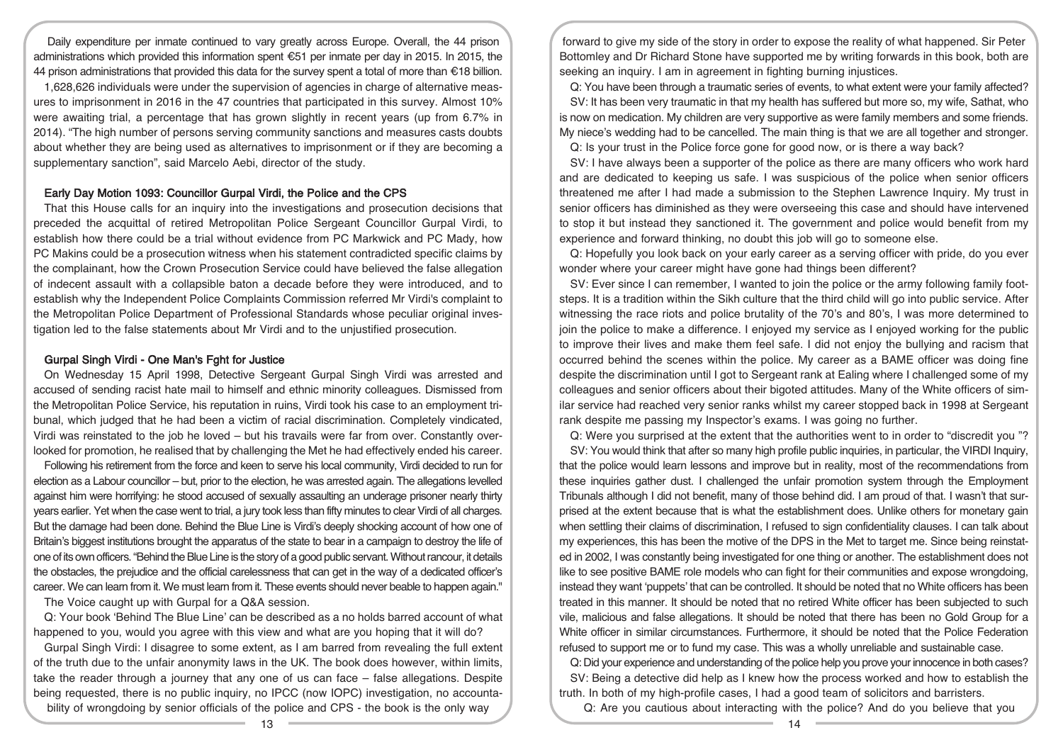Daily expenditure per inmate continued to vary greatly across Europe. Overall, the 44 prison administrations which provided this information spent €51 per inmate per day in 2015. In 2015, the 44 prison administrations that provided this data for the survey spent a total of more than €18 billion.

1,628,626 individuals were under the supervision of agencies in charge of alternative measures to imprisonment in 2016 in the 47 countries that participated in this survey. Almost 10% were awaiting trial, a percentage that has grown slightly in recent years (up from 6.7% in 2014). "The high number of persons serving community sanctions and measures casts doubts about whether they are being used as alternatives to imprisonment or if they are becoming a supplementary sanction", said Marcelo Aebi, director of the study.

### Early Day Motion 1093: Councillor Gurpal Virdi, the Police and the CPS

That this House calls for an inquiry into the investigations and prosecution decisions that preceded the acquittal of retired Metropolitan Police Sergeant Councillor Gurpal Virdi, to establish how there could be a trial without evidence from PC Markwick and PC Mady, how PC Makins could be a prosecution witness when his statement contradicted specific claims by the complainant, how the Crown Prosecution Service could have believed the false allegation of indecent assault with a collapsible baton a decade before they were introduced, and to establish why the Independent Police Complaints Commission referred Mr Virdi's complaint to the Metropolitan Police Department of Professional Standards whose peculiar original investigation led to the false statements about Mr Virdi and to the unjustified prosecution.

### Gurpal Singh Virdi - One Man's Fght for Justice

On Wednesday 15 April 1998, Detective Sergeant Gurpal Singh Virdi was arrested and accused of sending racist hate mail to himself and ethnic minority colleagues. Dismissed from the Metropolitan Police Service, his reputation in ruins, Virdi took his case to an employment tribunal, which judged that he had been a victim of racial discrimination. Completely vindicated, Virdi was reinstated to the job he loved – but his travails were far from over. Constantly overlooked for promotion, he realised that by challenging the Met he had effectively ended his career.

Following his retirement from the force and keen to serve his local community, Virdi decided to run for election as a Labour councillor – but, prior to the election, he was arrested again. The allegations levelled against him were horrifying: he stood accused of sexually assaulting an underage prisoner nearly thirty years earlier. Yet when the case went to trial, a jury took less than fifty minutes to clear Virdi of all charges. But the damage had been done. Behind the Blue Line is Virdi's deeply shocking account of how one of Britain's biggest institutions brought the apparatus of the state to bear in a campaign to destroy the life of one of its own officers. "Behind the Blue Line is the story of a good public servant. Without rancour, it details the obstacles, the prejudice and the official carelessness that can get in the way of a dedicated officer's career. We can learn from it. We must learn from it. These events should never beable to happen again."

The Voice caught up with Gurpal for a Q&A session.

Q: Your book 'Behind The Blue Line' can be described as a no holds barred account of what happened to you, would you agree with this view and what are you hoping that it will do?

Gurpal Singh Virdi: I disagree to some extent, as I am barred from revealing the full extent of the truth due to the unfair anonymity laws in the UK. The book does however, within limits, take the reader through a journey that any one of us can face – false allegations. Despite being requested, there is no public inquiry, no IPCC (now IOPC) investigation, no accountability of wrongdoing by senior officials of the police and CPS - the book is the only way forward to give my side of the story in order to expose the reality of what happened. Sir Peter Bottomley and Dr Richard Stone have supported me by writing forwards in this book, both are seeking an inquiry. I am in agreement in fighting burning injustices.

Q: You have been through a traumatic series of events, to what extent were your family affected?

SV: It has been very traumatic in that my health has suffered but more so, my wife, Sathat, who is now on medication. My children are very supportive as were family members and some friends. My niece's wedding had to be cancelled. The main thing is that we are all together and stronger.

Q: Is your trust in the Police force gone for good now, or is there a way back?

SV: I have always been a supporter of the police as there are many officers who work hard and are dedicated to keeping us safe. I was suspicious of the police when senior officers threatened me after I had made a submission to the Stephen Lawrence Inquiry. My trust in senior officers has diminished as they were overseeing this case and should have intervened to stop it but instead they sanctioned it. The government and police would benefit from my experience and forward thinking, no doubt this job will go to someone else.

Q: Hopefully you look back on your early career as a serving officer with pride, do you ever wonder where your career might have gone had things been different?

SV: Ever since I can remember, I wanted to join the police or the army following family footsteps. It is a tradition within the Sikh culture that the third child will go into public service. After witnessing the race riots and police brutality of the 70's and 80's, I was more determined to join the police to make a difference. I enjoyed my service as I enjoyed working for the public to improve their lives and make them feel safe. I did not enjoy the bullying and racism that occurred behind the scenes within the police. My career as a BAME officer was doing fine despite the discrimination until I got to Sergeant rank at Ealing where I challenged some of my colleagues and senior officers about their bigoted attitudes. Many of the White officers of similar service had reached very senior ranks whilst my career stopped back in 1998 at Sergeant rank despite me passing my Inspector's exams. I was going no further.

Q: Were you surprised at the extent that the authorities went to in order to "discredit you "?

SV: You would think that after so many high profile public inquiries, in particular, the VIRDI Inquiry, that the police would learn lessons and improve but in reality, most of the recommendations from these inquiries gather dust. I challenged the unfair promotion system through the Employment Tribunals although I did not benefit, many of those behind did. I am proud of that. I wasn't that surprised at the extent because that is what the establishment does. Unlike others for monetary gain when settling their claims of discrimination, I refused to sign confidentiality clauses. I can talk about my experiences, this has been the motive of the DPS in the Met to target me. Since being reinstated in 2002, I was constantly being investigated for one thing or another. The establishment does not like to see positive BAME role models who can fight for their communities and expose wrongdoing, instead they want 'puppets' that can be controlled. It should be noted that no White officers has been treated in this manner. It should be noted that no retired White officer has been subjected to such vile, malicious and false allegations. It should be noted that there has been no Gold Group for a White officer in similar circumstances. Furthermore, it should be noted that the Police Federation refused to support me or to fund my case. This was a wholly unreliable and sustainable case.

Q: Did your experience and understanding of the police help you prove your innocence in both cases?

SV: Being a detective did help as I knew how the process worked and how to establish the truth. In both of my high-profile cases, I had a good team of solicitors and barristers.

Q: Are you cautious about interacting with the police? And do you believe that you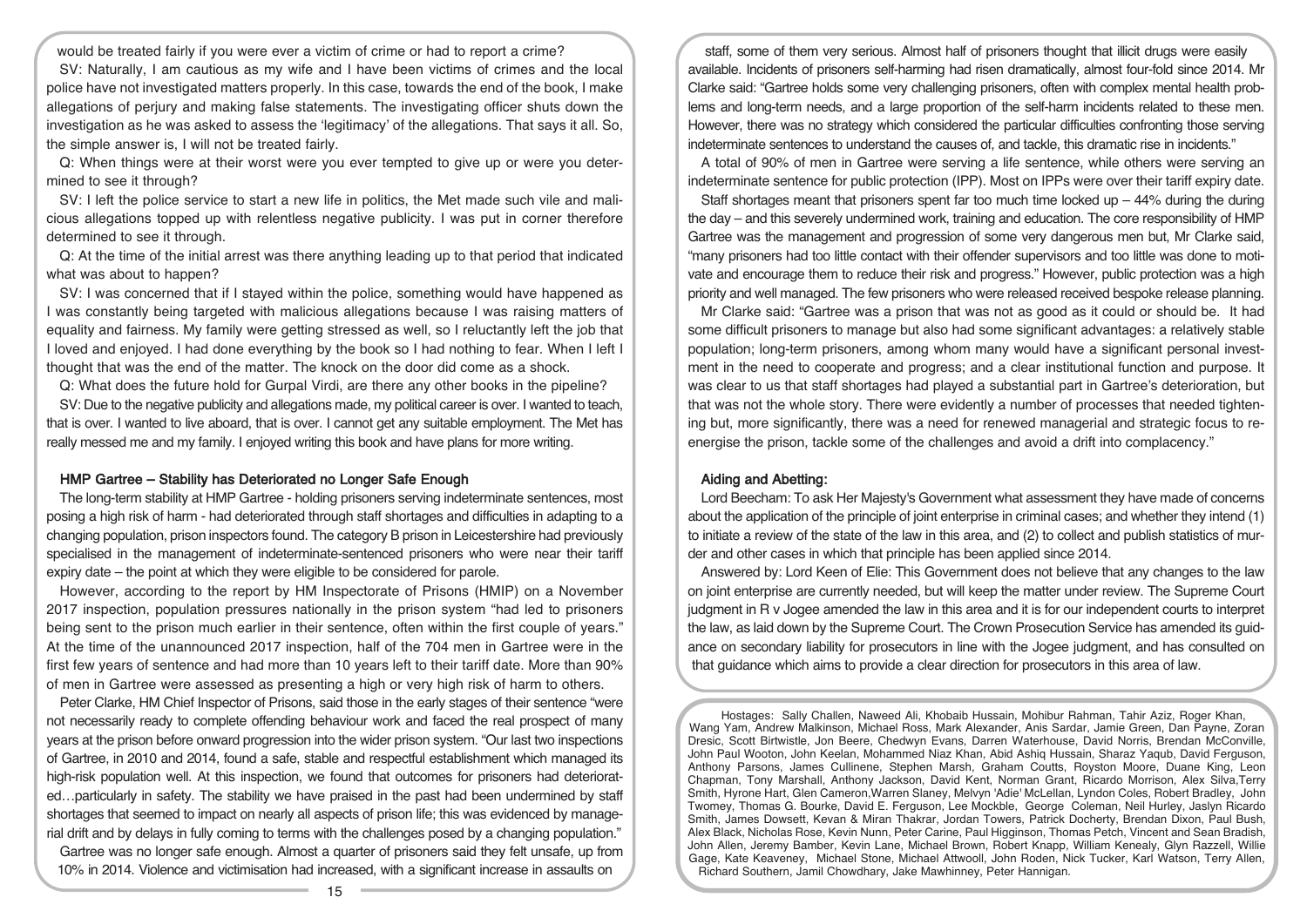would be treated fairly if you were ever a victim of crime or had to report a crime?

SV: Naturally, I am cautious as my wife and I have been victims of crimes and the local police have not investigated matters properly. In this case, towards the end of the book, I make allegations of perjury and making false statements. The investigating officer shuts down the investigation as he was asked to assess the 'legitimacy' of the allegations. That says it all. So, the simple answer is, I will not be treated fairly.

Q: When things were at their worst were you ever tempted to give up or were you determined to see it through?

SV: I left the police service to start a new life in politics, the Met made such vile and malicious allegations topped up with relentless negative publicity. I was put in corner therefore determined to see it through.

Q: At the time of the initial arrest was there anything leading up to that period that indicated what was about to happen?

SV: I was concerned that if I stayed within the police, something would have happened as I was constantly being targeted with malicious allegations because I was raising matters of equality and fairness. My family were getting stressed as well, so I reluctantly left the job that I loved and enjoyed. I had done everything by the book so I had nothing to fear. When I left I thought that was the end of the matter. The knock on the door did come as a shock.

Q: What does the future hold for Gurpal Virdi, are there any other books in the pipeline?

SV: Due to the negative publicity and allegations made, my political career is over. I wanted to teach, that is over. I wanted to live aboard, that is over. I cannot get any suitable employment. The Met has really messed me and my family. I enjoyed writing this book and have plans for more writing.

## HMP Gartree – Stability has Deteriorated no Longer Safe Enough

The long-term stability at HMP Gartree - holding prisoners serving indeterminate sentences, most posing a high risk of harm - had deteriorated through staff shortages and difficulties in adapting to a changing population, prison inspectors found. The category B prison in Leicestershire had previously specialised in the management of indeterminate-sentenced prisoners who were near their tariff expiry date – the point at which they were eligible to be considered for parole.

However, according to the report by HM Inspectorate of Prisons (HMIP) on a November 2017 inspection, population pressures nationally in the prison system "had led to prisoners being sent to the prison much earlier in their sentence, often within the first couple of years." At the time of the unannounced 2017 inspection, half of the 704 men in Gartree were in the first few years of sentence and had more than 10 years left to their tariff date. More than 90% of men in Gartree were assessed as presenting a high or very high risk of harm to others.

Peter Clarke, HM Chief Inspector of Prisons, said those in the early stages of their sentence "were not necessarily ready to complete offending behaviour work and faced the real prospect of many years at the prison before onward progression into the wider prison system. "Our last two inspections of Gartree, in 2010 and 2014, found a safe, stable and respectful establishment which managed its high-risk population well. At this inspection, we found that outcomes for prisoners had deteriorated…particularly in safety. The stability we have praised in the past had been undermined by staff shortages that seemed to impact on nearly all aspects of prison life; this was evidenced by managerial drift and by delays in fully coming to terms with the challenges posed by a changing population."

Gartree was no longer safe enough. Almost a quarter of prisoners said they felt unsafe, up from 10% in 2014. Violence and victimisation had increased, with a significant increase in assaults on staff, some of them very serious. Almost half of prisoners thought that illicit drugs were easily available. Incidents of prisoners self-harming had risen dramatically, almost four-fold since 2014. Mr Clarke said: "Gartree holds some very challenging prisoners, often with complex mental health problems and long-term needs, and a large proportion of the self-harm incidents related to those men. However, there was no strategy which considered the particular difficulties confronting those serving indeterminate sentences to understand the causes of, and tackle, this dramatic rise in incidents."

A total of 90% of men in Gartree were serving a life sentence, while others were serving an indeterminate sentence for public protection (IPP). Most on IPPs were over their tariff expiry date.

Staff shortages meant that prisoners spent far too much time locked up – 44% during the during the day – and this severely undermined work, training and education. The core responsibility of HMP Gartree was the management and progression of some very dangerous men but, Mr Clarke said, "many prisoners had too little contact with their offender supervisors and too little was done to motivate and encourage them to reduce their risk and progress." However, public protection was a high priority and well managed. The few prisoners who were released received bespoke release planning.

Mr Clarke said: "Gartree was a prison that was not as good as it could or should be. It had some difficult prisoners to manage but also had some significant advantages: a relatively stable population; long-term prisoners, among whom many would have a significant personal investment in the need to cooperate and progress; and a clear institutional function and purpose. It was clear to us that staff shortages had played a substantial part in Gartree's deterioration, but that was not the whole story. There were evidently a number of processes that needed tightening but, more significantly, there was a need for renewed managerial and strategic focus to re-energise the prison, tackle some of the challenges and avoid a drift into complacency."

## Aiding and Abetting:

Lord Beecham: To ask Her Majesty's Government what assessment they have made of concerns about the application of the principle of joint enterprise in criminal cases; and whether they intend (1) to initiate a review of the state of the law in this area, and (2) to collect and publish statistics of murder and other cases in which that principle has been applied since 2014.

Answered by: Lord Keen of Elie: This Government does not believe that any changes to the law on joint enterprise are currently needed, but will keep the matter under review. The Supreme Court judgment in R v Jogee amended the law in this area and it is for our independent courts to interpret the law, as laid down by the Supreme Court. The Crown Prosecution Service has amended its guidance on secondary liability for prosecutors in line with the Jogee judgment, and has consulted on that guidance which aims to provide a clear direction for prosecutors in this area of law.

Hostages: Sally Challen, Naweed Ali, Khobaib Hussain, Mohibur Rahman, Tahir Aziz, Roger Khan, Wang Yam, Andrew Malkinson, Michael Ross, Mark Alexander, Anis Sardar, Jamie Green, Dan Payne, Zoran Dresic, Scott Birtwistle, Jon Beere, Chedwyn Evans, Darren Waterhouse, David Norris, Brendan McConville, John Paul Wooton, John Keelan, Mohammed Niaz Khan, Abid Ashiq Hussain, Sharaz Yaqub, David Ferguson, Anthony Parsons, James Cullinene, Stephen Marsh, Graham Coutts, Royston Moore, Duane King, Leon Chapman, Tony Marshall, Anthony Jackson, David Kent, Norman Grant, Ricardo Morrison, Alex Silva,Terry Smith, Hyrone Hart, Glen Cameron,Warren Slaney, Melvyn 'Adie' McLellan, Lyndon Coles, Robert Bradley, John Twomey, Thomas G. Bourke, David E. Ferguson, Lee Mockble, George Coleman, Neil Hurley, Jaslyn Ricardo Smith, James Dowsett, Kevan & Miran Thakrar, Jordan Towers, Patrick Docherty, Brendan Dixon, Paul Bush, Alex Black, Nicholas Rose, Kevin Nunn, Peter Carine, Paul Higginson, Thomas Petch, Vincent and Sean Bradish, John Allen, Jeremy Bamber, Kevin Lane, Michael Brown, Robert Knapp, William Kenealy, Glyn Razzell, Willie Gage, Kate Keaveney, Michael Stone, Michael Attwooll, John Roden, Nick Tucker, Karl Watson, Terry Allen, Richard Southern, Jamil Chowdhary, Jake Mawhinney, Peter Hannigan.